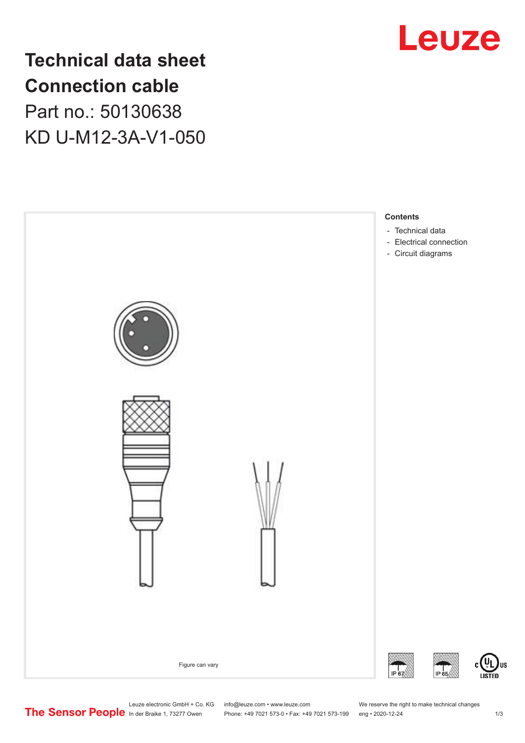# Technical data sheet
# Connection cable
## Part no.: 50130638
## KD U-M12-3A-V1-050

Figure can vary

**Contents**

- Technical data
- Electrical connection
- Circuit diagrams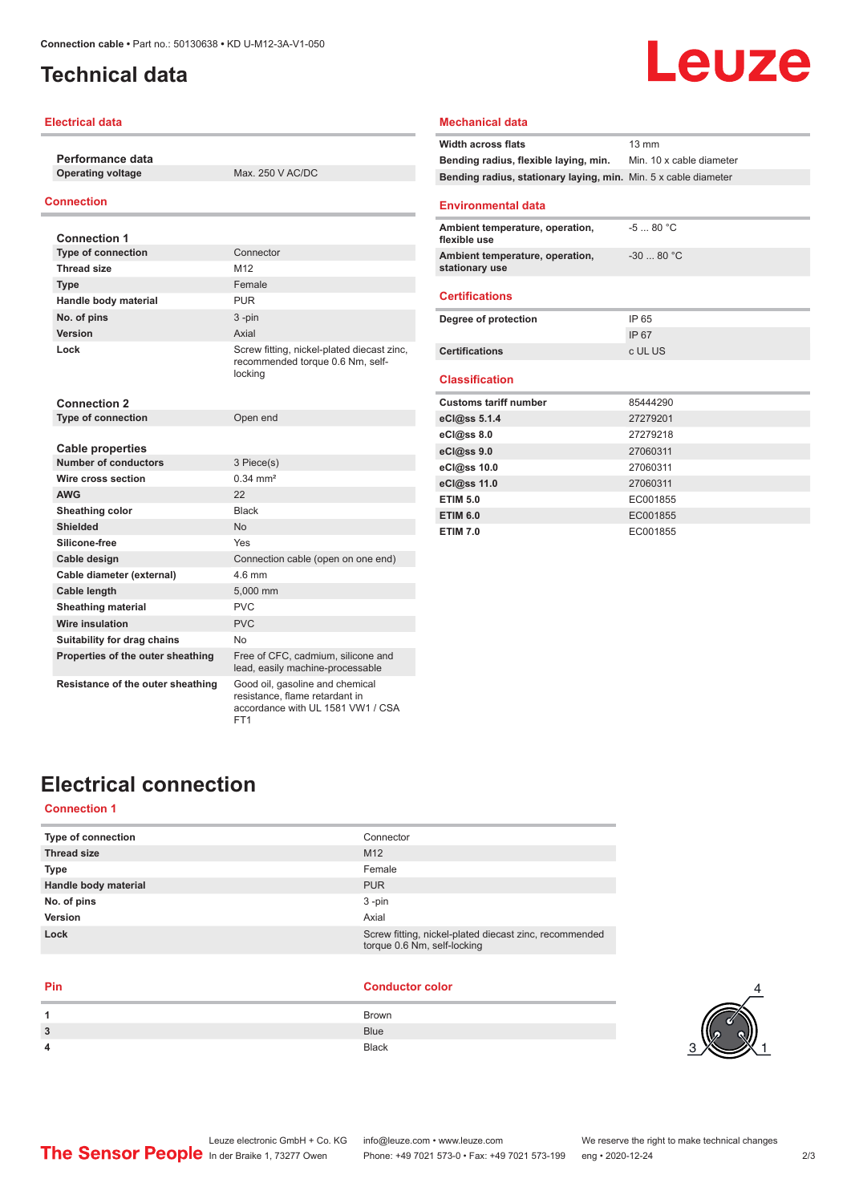# Technical data

## Electrical data

| Performance data | |
|---|---|
| Operating voltage | Max. 250 V AC/DC |

## Connection

| Connection 1 | |
|---|---|
| Type of connection | Connector |
| Thread size | M12 |
| Type | Female |
| Handle body material | PUR |
| No. of pins | 3 -pin |
| Version | Axial |
| Lock | Screw fitting, nickel-plated diecast zinc, recommended torque 0.6 Nm, self-locking |

| Connection 2 | |
|---|---|
| Type of connection | Open end |

| Cable properties | |
|---|---|
| Number of conductors | 3 Piece(s) |
| Wire cross section | 0.34 mm² |
| AWG | 22 |
| Sheathing color | Black |
| Shielded | No |
| Silicone-free | Yes |
| Cable design | Connection cable (open on one end) |
| Cable diameter (external) | 4.6 mm |
| Cable length | 5,000 mm |
| Sheathing material | PVC |
| Wire insulation | PVC |
| Suitability for drag chains | No |
| Properties of the outer sheathing | Free of CFC, cadmium, silicone and lead, easily machine-processable |
| Resistance of the outer sheathing | Good oil, gasoline and chemical resistance, flame retardant in accordance with UL 1581 VW1 / CSA FT1 |

## Mechanical data

| | |
|---|---|
| Width across flats | 13 mm |
| Bending radius, flexible laying, min. | Min. 10 x cable diameter |
| Bending radius, stationary laying, min. | Min. 5 x cable diameter |

## Environmental data

| | |
|---|---|
| Ambient temperature, operation, flexible use | -5 ... 80 °C |
| Ambient temperature, operation, stationary use | -30 ... 80 °C |

## Certifications

| | |
|---|---|
| Degree of protection | IP 65 |
| | IP 67 |
| Certifications | c UL US |

## Classification

| | |
|---|---|
| Customs tariff number | 85444290 |
| eCl@ss 5.1.4 | 27279201 |
| eCl@ss 8.0 | 27279218 |
| eCl@ss 9.0 | 27060311 |
| eCl@ss 10.0 | 27060311 |
| eCl@ss 11.0 | 27060311 |
| ETIM 5.0 | EC001855 |
| ETIM 6.0 | EC001855 |
| ETIM 7.0 | EC001855 |

# Electrical connection

## Connection 1

| | |
|---|---|
| Type of connection | Connector |
| Thread size | M12 |
| Type | Female |
| Handle body material | PUR |
| No. of pins | 3 -pin |
| Version | Axial |
| Lock | Screw fitting, nickel-plated diecast zinc, recommended torque 0.6 Nm, self-locking |

| Pin | Conductor color |
|---|---|
| 1 | Brown |
| 3 | Blue |
| 4 | Black |

Leuze electronic GmbH + Co. KG
In der Braike 1, 73277 Owen

info@leuze.com • www.leuze.com
Phone: +49 7021 573-0 • Fax: +49 7021 573-199

We reserve the right to make technical changes
eng • 2020-12-24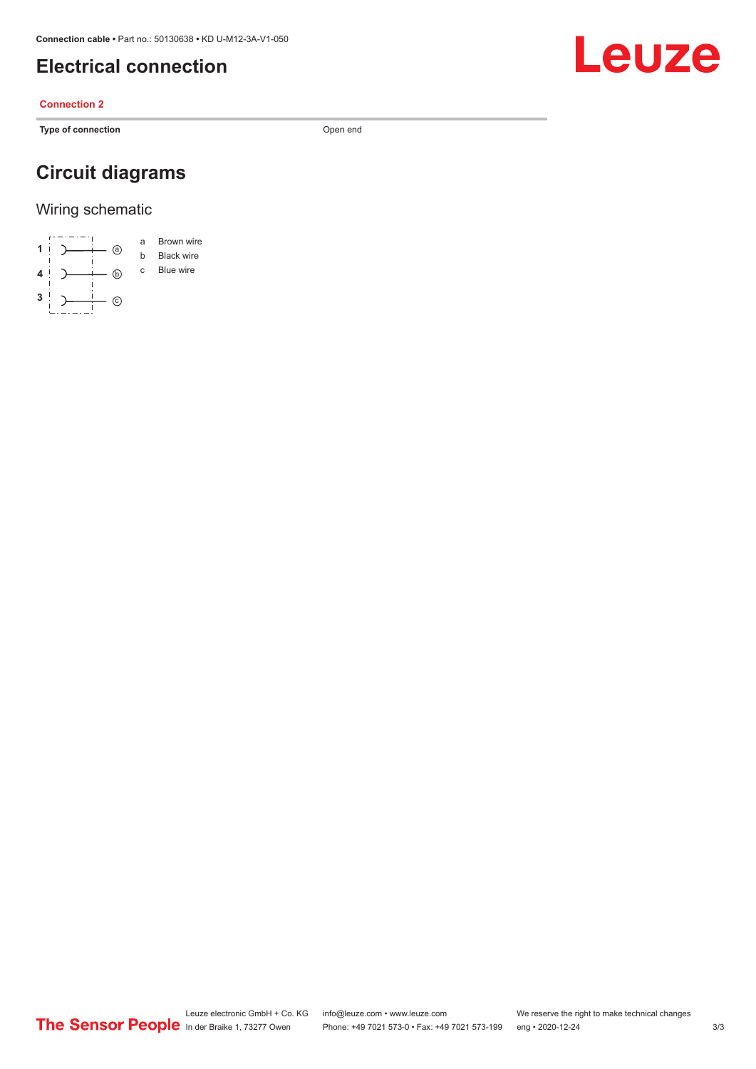## Electrical connection

**Connection 2**

| | |
|---|---|
| **Type of connection** | Open end |

## Circuit diagrams

### Wiring schematic

1
4
3
a
b
c

| | |
|---|---|
| a | Brown wire |
| b | Black wire |
| c | Blue wire |